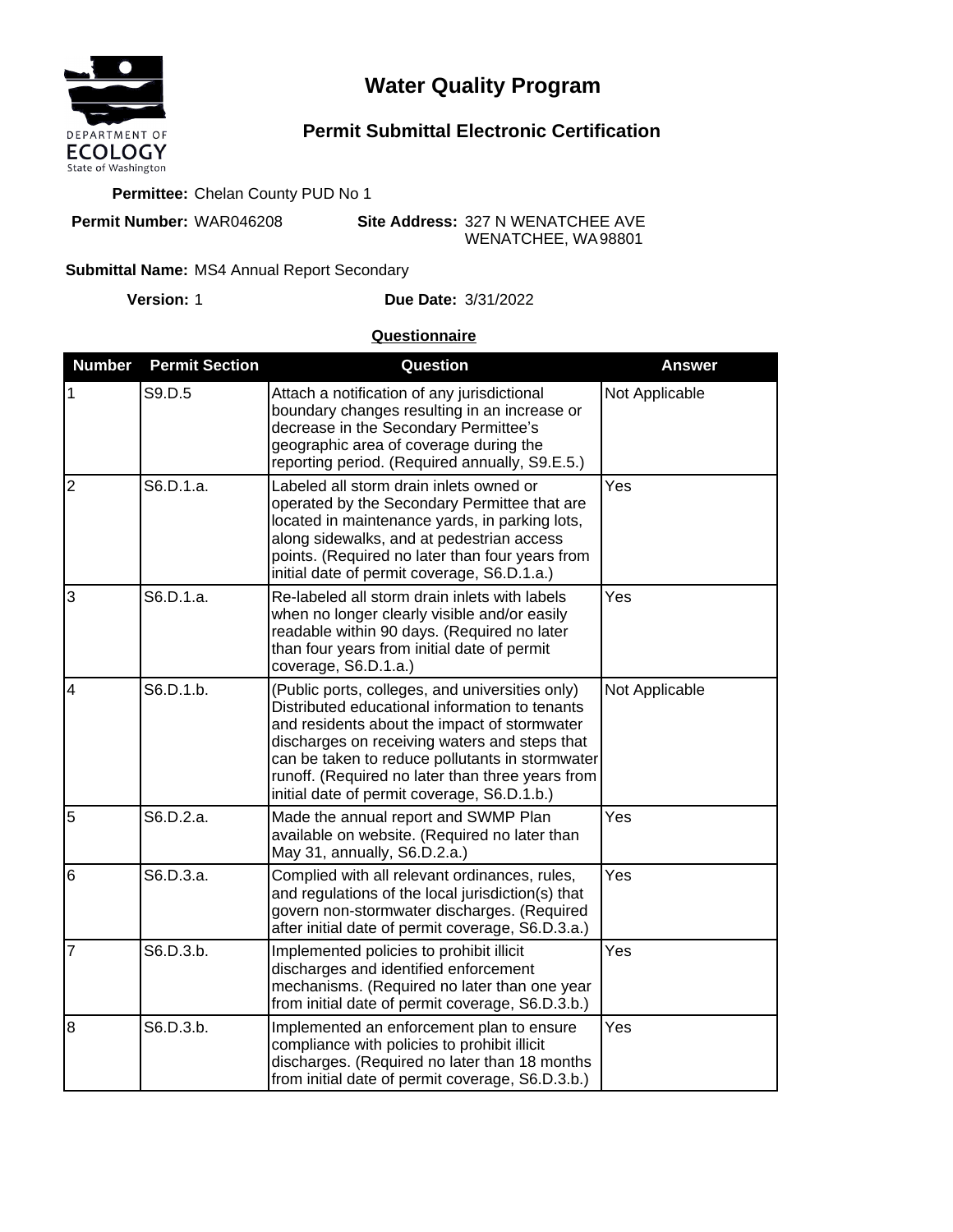DEPARTMENT OF ECOLOGY
State of Washington

# Water Quality Program

## Permit Submittal Electronic Certification

**Permittee:** Chelan County PUD No 1

**Permit Number:** WAR046208

**Site Address:** 327 N WENATCHEE AVE
WENATCHEE, WA 98801

**Submittal Name:** MS4 Annual Report Secondary

**Version:** 1

**Due Date:** 3/31/2022

### Questionnaire

| Number | Permit Section | Question | Answer |
|---|---|---|---|
| 1 | S9.D.5 | Attach a notification of any jurisdictional boundary changes resulting in an increase or decrease in the Secondary Permittee's geographic area of coverage during the reporting period. (Required annually, S9.E.5.) | Not Applicable |
| 2 | S6.D.1.a. | Labeled all storm drain inlets owned or operated by the Secondary Permittee that are located in maintenance yards, in parking lots, along sidewalks, and at pedestrian access points. (Required no later than four years from initial date of permit coverage, S6.D.1.a.) | Yes |
| 3 | S6.D.1.a. | Re-labeled all storm drain inlets with labels when no longer clearly visible and/or easily readable within 90 days. (Required no later than four years from initial date of permit coverage, S6.D.1.a.) | Yes |
| 4 | S6.D.1.b. | (Public ports, colleges, and universities only) Distributed educational information to tenants and residents about the impact of stormwater discharges on receiving waters and steps that can be taken to reduce pollutants in stormwater runoff. (Required no later than three years from initial date of permit coverage, S6.D.1.b.) | Not Applicable |
| 5 | S6.D.2.a. | Made the annual report and SWMP Plan available on website. (Required no later than May 31, annually, S6.D.2.a.) | Yes |
| 6 | S6.D.3.a. | Complied with all relevant ordinances, rules, and regulations of the local jurisdiction(s) that govern non-stormwater discharges. (Required after initial date of permit coverage, S6.D.3.a.) | Yes |
| 7 | S6.D.3.b. | Implemented policies to prohibit illicit discharges and identified enforcement mechanisms. (Required no later than one year from initial date of permit coverage, S6.D.3.b.) | Yes |
| 8 | S6.D.3.b. | Implemented an enforcement plan to ensure compliance with policies to prohibit illicit discharges. (Required no later than 18 months from initial date of permit coverage, S6.D.3.b.) | Yes |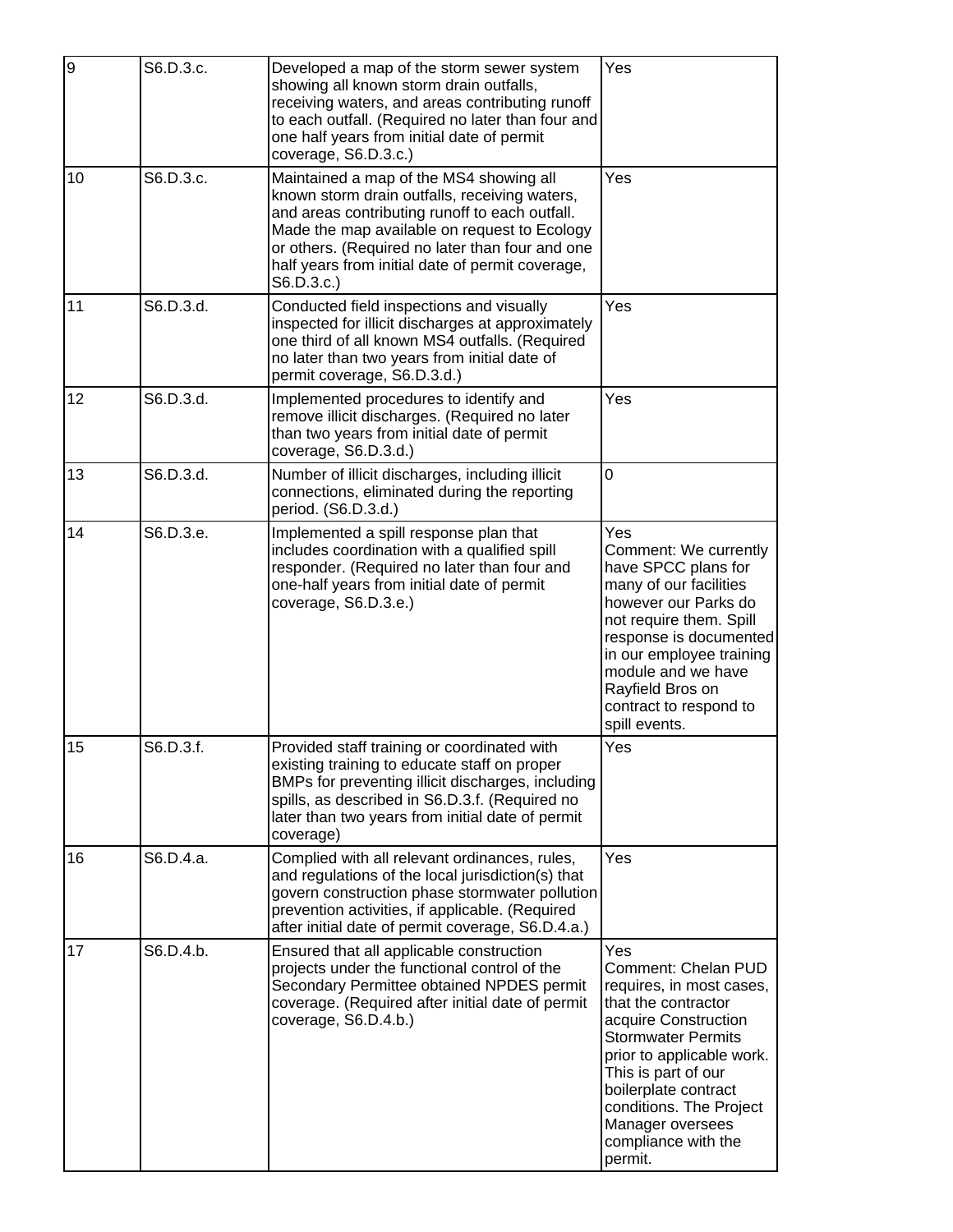| | | | |
|---|---|---|---|
| 9 | S6.D.3.c. | Developed a map of the storm sewer system showing all known storm drain outfalls, receiving waters, and areas contributing runoff to each outfall. (Required no later than four and one half years from initial date of permit coverage, S6.D.3.c.) | Yes |
| 10 | S6.D.3.c. | Maintained a map of the MS4 showing all known storm drain outfalls, receiving waters, and areas contributing runoff to each outfall. Made the map available on request to Ecology or others. (Required no later than four and one half years from initial date of permit coverage, S6.D.3.c.) | Yes |
| 11 | S6.D.3.d. | Conducted field inspections and visually inspected for illicit discharges at approximately one third of all known MS4 outfalls. (Required no later than two years from initial date of permit coverage, S6.D.3.d.) | Yes |
| 12 | S6.D.3.d. | Implemented procedures to identify and remove illicit discharges. (Required no later than two years from initial date of permit coverage, S6.D.3.d.) | Yes |
| 13 | S6.D.3.d. | Number of illicit discharges, including illicit connections, eliminated during the reporting period. (S6.D.3.d.) | 0 |
| 14 | S6.D.3.e. | Implemented a spill response plan that includes coordination with a qualified spill responder. (Required no later than four and one-half years from initial date of permit coverage, S6.D.3.e.) | Yes<br>Comment: We currently have SPCC plans for many of our facilities however our Parks do not require them. Spill response is documented in our employee training module and we have Rayfield Bros on contract to respond to spill events. |
| 15 | S6.D.3.f. | Provided staff training or coordinated with existing training to educate staff on proper BMPs for preventing illicit discharges, including spills, as described in S6.D.3.f. (Required no later than two years from initial date of permit coverage) | Yes |
| 16 | S6.D.4.a. | Complied with all relevant ordinances, rules, and regulations of the local jurisdiction(s) that govern construction phase stormwater pollution prevention activities, if applicable. (Required after initial date of permit coverage, S6.D.4.a.) | Yes |
| 17 | S6.D.4.b. | Ensured that all applicable construction projects under the functional control of the Secondary Permittee obtained NPDES permit coverage. (Required after initial date of permit coverage, S6.D.4.b.) | Yes<br>Comment: Chelan PUD requires, in most cases, that the contractor acquire Construction Stormwater Permits prior to applicable work. This is part of our boilerplate contract conditions. The Project Manager oversees compliance with the permit. |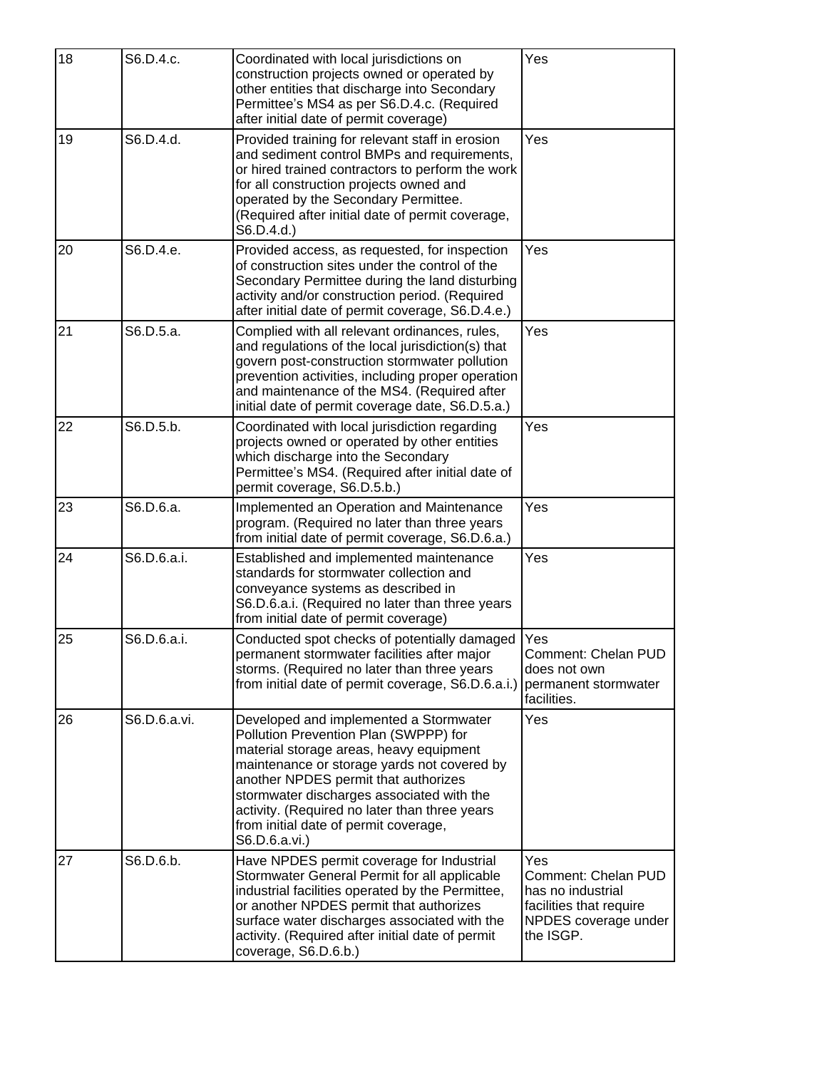| 18 | S6.D.4.c. | Coordinated with local jurisdictions on construction projects owned or operated by other entities that discharge into Secondary Permittee's MS4 as per S6.D.4.c. (Required after initial date of permit coverage) | Yes |
|---|---|---|---|
| 19 | S6.D.4.d. | Provided training for relevant staff in erosion and sediment control BMPs and requirements, or hired trained contractors to perform the work for all construction projects owned and operated by the Secondary Permittee. (Required after initial date of permit coverage, S6.D.4.d.) | Yes |
| 20 | S6.D.4.e. | Provided access, as requested, for inspection of construction sites under the control of the Secondary Permittee during the land disturbing activity and/or construction period. (Required after initial date of permit coverage, S6.D.4.e.) | Yes |
| 21 | S6.D.5.a. | Complied with all relevant ordinances, rules, and regulations of the local jurisdiction(s) that govern post-construction stormwater pollution prevention activities, including proper operation and maintenance of the MS4. (Required after initial date of permit coverage date, S6.D.5.a.) | Yes |
| 22 | S6.D.5.b. | Coordinated with local jurisdiction regarding projects owned or operated by other entities which discharge into the Secondary Permittee's MS4. (Required after initial date of permit coverage, S6.D.5.b.) | Yes |
| 23 | S6.D.6.a. | Implemented an Operation and Maintenance program. (Required no later than three years from initial date of permit coverage, S6.D.6.a.) | Yes |
| 24 | S6.D.6.a.i. | Established and implemented maintenance standards for stormwater collection and conveyance systems as described in S6.D.6.a.i. (Required no later than three years from initial date of permit coverage) | Yes |
| 25 | S6.D.6.a.i. | Conducted spot checks of potentially damaged permanent stormwater facilities after major storms. (Required no later than three years from initial date of permit coverage, S6.D.6.a.i.) | Yes<br>Comment: Chelan PUD does not own permanent stormwater facilities. |
| 26 | S6.D.6.a.vi. | Developed and implemented a Stormwater Pollution Prevention Plan (SWPPP) for material storage areas, heavy equipment maintenance or storage yards not covered by another NPDES permit that authorizes stormwater discharges associated with the activity. (Required no later than three years from initial date of permit coverage, S6.D.6.a.vi.) | Yes |
| 27 | S6.D.6.b. | Have NPDES permit coverage for Industrial Stormwater General Permit for all applicable industrial facilities operated by the Permittee, or another NPDES permit that authorizes surface water discharges associated with the activity. (Required after initial date of permit coverage, S6.D.6.b.) | Yes<br>Comment: Chelan PUD has no industrial facilities that require NPDES coverage under the ISGP. |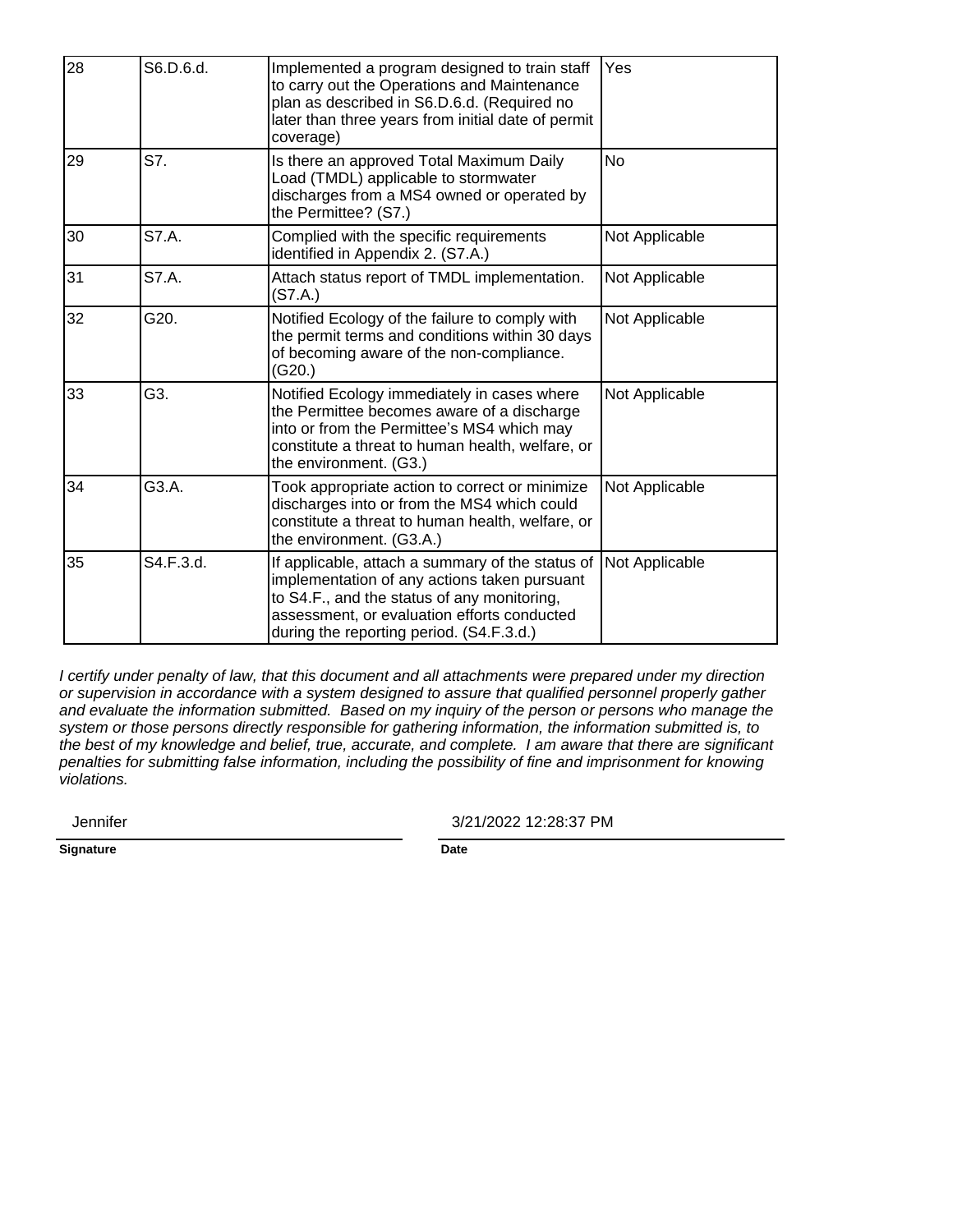| | | | |
|---|---|---|---|
| 28 | S6.D.6.d. | Implemented a program designed to train staff to carry out the Operations and Maintenance plan as described in S6.D.6.d. (Required no later than three years from initial date of permit coverage) | Yes |
| 29 | S7. | Is there an approved Total Maximum Daily Load (TMDL) applicable to stormwater discharges from a MS4 owned or operated by the Permittee? (S7.) | No |
| 30 | S7.A. | Complied with the specific requirements identified in Appendix 2. (S7.A.) | Not Applicable |
| 31 | S7.A. | Attach status report of TMDL implementation. (S7.A.) | Not Applicable |
| 32 | G20. | Notified Ecology of the failure to comply with the permit terms and conditions within 30 days of becoming aware of the non-compliance. (G20.) | Not Applicable |
| 33 | G3. | Notified Ecology immediately in cases where the Permittee becomes aware of a discharge into or from the Permittee's MS4 which may constitute a threat to human health, welfare, or the environment. (G3.) | Not Applicable |
| 34 | G3.A. | Took appropriate action to correct or minimize discharges into or from the MS4 which could constitute a threat to human health, welfare, or the environment. (G3.A.) | Not Applicable |
| 35 | S4.F.3.d. | If applicable, attach a summary of the status of implementation of any actions taken pursuant to S4.F., and the status of any monitoring, assessment, or evaluation efforts conducted during the reporting period. (S4.F.3.d.) | Not Applicable |

*I certify under penalty of law, that this document and all attachments were prepared under my direction or supervision in accordance with a system designed to assure that qualified personnel properly gather and evaluate the information submitted. Based on my inquiry of the person or persons who manage the system or those persons directly responsible for gathering information, the information submitted is, to the best of my knowledge and belief, true, accurate, and complete. I am aware that there are significant penalties for submitting false information, including the possibility of fine and imprisonment for knowing violations.*

Jennifer

**Signature**

3/21/2022 12:28:37 PM

**Date**